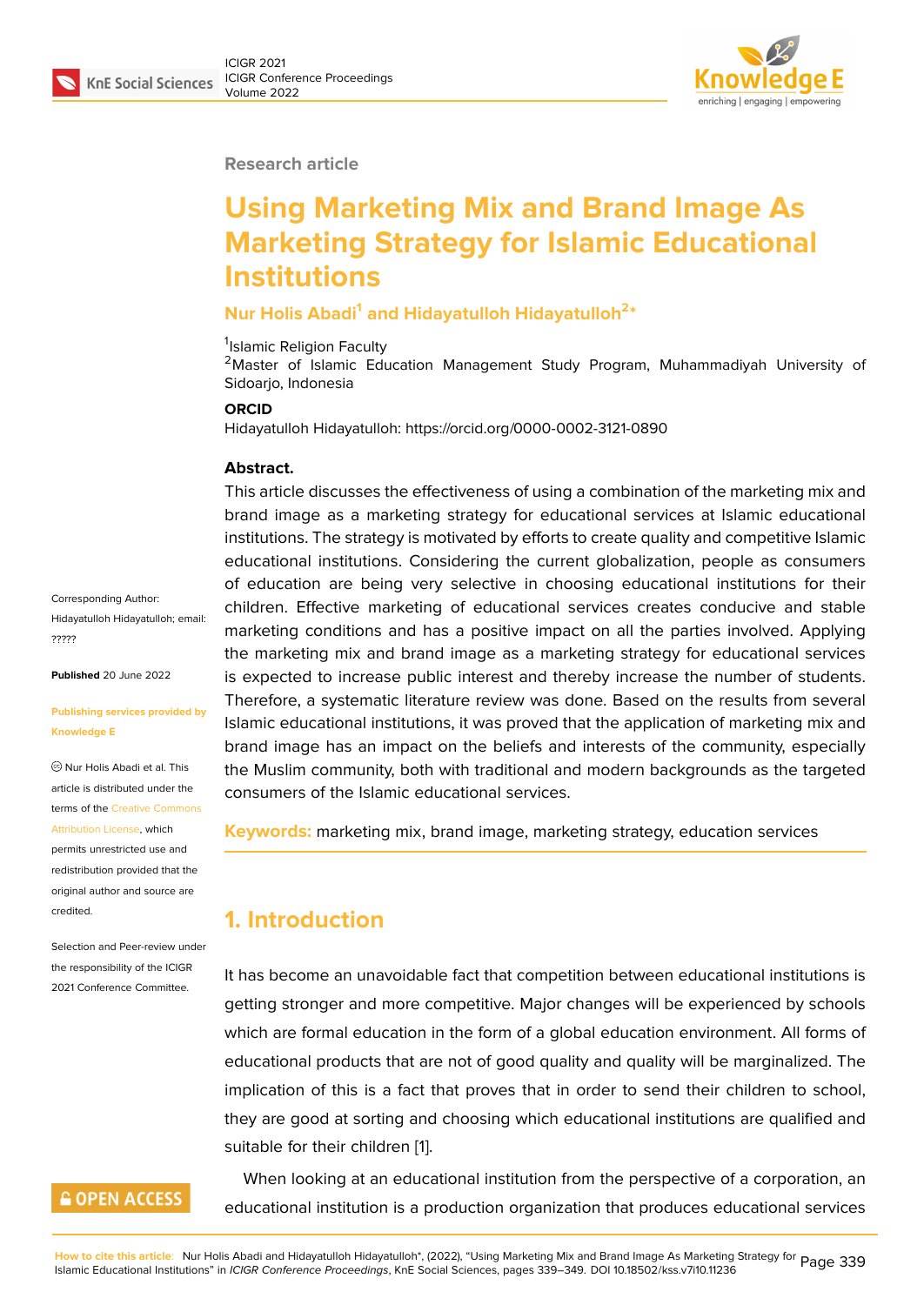Research article

# Using Marketing Mix and Brand Image As Marketing Strategy for Islamic Educational Institutions

**Nur Holis Abadi[1] and Hidayatulloh Hidayatulloh[2]***

[1]Islamic Religion Faculty
[2]Master of Islamic Education Management Study Program, Muhammadiyah University of Sidoarjo, Indonesia

**ORCID**

Hidayatulloh Hidayatulloh: https://orcid.org/0000-0002-3121-0890

**Abstract.**

This article discusses the effectiveness of using a combination of the marketing mix and brand image as a marketing strategy for educational services at Islamic educational institutions. The strategy is motivated by efforts to create quality and competitive Islamic educational institutions. Considering the current globalization, people as consumers of education are being very selective in choosing educational institutions for their children. Effective marketing of educational services creates conducive and stable marketing conditions and has a positive impact on all the parties involved. Applying the marketing mix and brand image as a marketing strategy for educational services is expected to increase public interest and thereby increase the number of students. Therefore, a systematic literature review was done. Based on the results from several Islamic educational institutions, it was proved that the application of marketing mix and brand image has an impact on the beliefs and interests of the community, especially the Muslim community, both with traditional and modern backgrounds as the targeted consumers of the Islamic educational services.

**Keywords:** marketing mix, brand image, marketing strategy, education services

Corresponding Author: Hidayatulloh Hidayatulloh; email: ?????

**Published** 20 June 2022

**Publishing services provided by Knowledge E**

© Nur Holis Abadi et al. This article is distributed under the terms of the Creative Commons Attribution License, which permits unrestricted use and redistribution provided that the original author and source are credited.

Selection and Peer-review under the responsibility of the ICIGR 2021 Conference Committee.

## 1. Introduction

It has become an unavoidable fact that competition between educational institutions is getting stronger and more competitive. Major changes will be experienced by schools which are formal education in the form of a global education environment. All forms of educational products that are not of good quality and quality will be marginalized. The implication of this is a fact that proves that in order to send their children to school, they are good at sorting and choosing which educational institutions are qualified and suitable for their children [1].

When looking at an educational institution from the perspective of a corporation, an educational institution is a production organization that produces educational services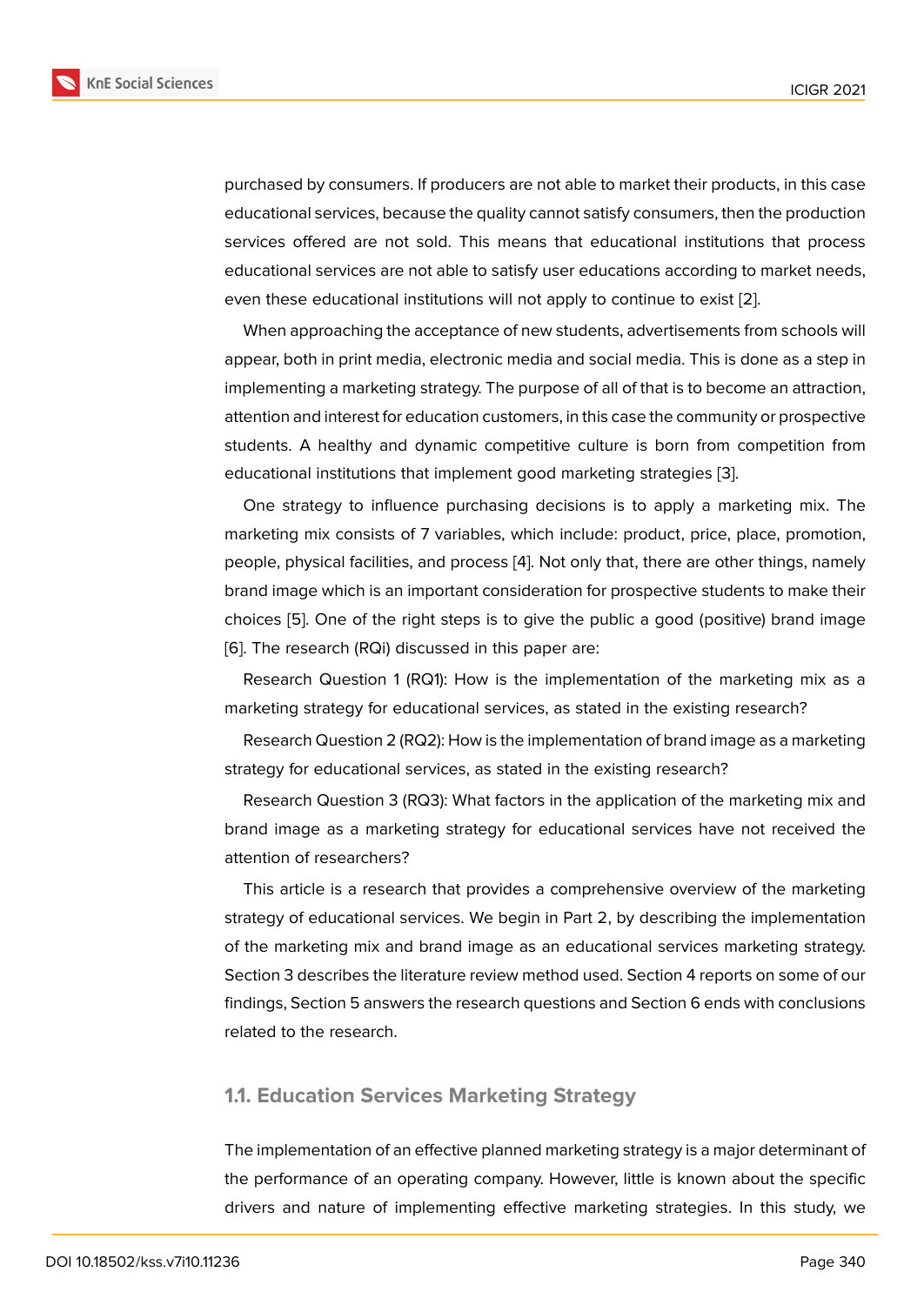purchased by consumers. If producers are not able to market their products, in this case educational services, because the quality cannot satisfy consumers, then the production services offered are not sold. This means that educational institutions that process educational services are not able to satisfy user educations according to market needs, even these educational institutions will not apply to continue to exist [2].

When approaching the acceptance of new students, advertisements from schools will appear, both in print media, electronic media and social media. This is done as a step in implementing a marketing strategy. The purpose of all of that is to become an attraction, attention and interest for education customers, in this case the community or prospective students. A healthy and dynamic competitive culture is born from competition from educational institutions that implement good marketing strategies [3].

One strategy to influence purchasing decisions is to apply a marketing mix. The marketing mix consists of 7 variables, which include: product, price, place, promotion, people, physical facilities, and process [4]. Not only that, there are other things, namely brand image which is an important consideration for prospective students to make their choices [5]. One of the right steps is to give the public a good (positive) brand image [6]. The research (RQi) discussed in this paper are:

Research Question 1 (RQ1): How is the implementation of the marketing mix as a marketing strategy for educational services, as stated in the existing research?

Research Question 2 (RQ2): How is the implementation of brand image as a marketing strategy for educational services, as stated in the existing research?

Research Question 3 (RQ3): What factors in the application of the marketing mix and brand image as a marketing strategy for educational services have not received the attention of researchers?

This article is a research that provides a comprehensive overview of the marketing strategy of educational services. We begin in Part 2, by describing the implementation of the marketing mix and brand image as an educational services marketing strategy. Section 3 describes the literature review method used. Section 4 reports on some of our findings, Section 5 answers the research questions and Section 6 ends with conclusions related to the research.

### 1.1. Education Services Marketing Strategy

The implementation of an effective planned marketing strategy is a major determinant of the performance of an operating company. However, little is known about the specific drivers and nature of implementing effective marketing strategies. In this study, we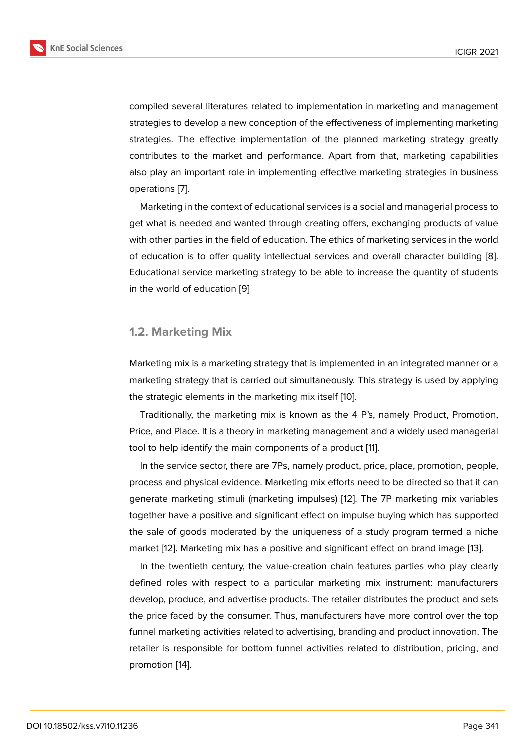compiled several literatures related to implementation in marketing and management strategies to develop a new conception of the effectiveness of implementing marketing strategies. The effective implementation of the planned marketing strategy greatly contributes to the market and performance. Apart from that, marketing capabilities also play an important role in implementing effective marketing strategies in business operations [7].

Marketing in the context of educational services is a social and managerial process to get what is needed and wanted through creating offers, exchanging products of value with other parties in the field of education. The ethics of marketing services in the world of education is to offer quality intellectual services and overall character building [8]. Educational service marketing strategy to be able to increase the quantity of students in the world of education [9]

## 1.2. Marketing Mix

Marketing mix is a marketing strategy that is implemented in an integrated manner or a marketing strategy that is carried out simultaneously. This strategy is used by applying the strategic elements in the marketing mix itself [10].

Traditionally, the marketing mix is known as the 4 P's, namely Product, Promotion, Price, and Place. It is a theory in marketing management and a widely used managerial tool to help identify the main components of a product [11].

In the service sector, there are 7Ps, namely product, price, place, promotion, people, process and physical evidence. Marketing mix efforts need to be directed so that it can generate marketing stimuli (marketing impulses) [12]. The 7P marketing mix variables together have a positive and significant effect on impulse buying which has supported the sale of goods moderated by the uniqueness of a study program termed a niche market [12]. Marketing mix has a positive and significant effect on brand image [13].

In the twentieth century, the value-creation chain features parties who play clearly defined roles with respect to a particular marketing mix instrument: manufacturers develop, produce, and advertise products. The retailer distributes the product and sets the price faced by the consumer. Thus, manufacturers have more control over the top funnel marketing activities related to advertising, branding and product innovation. The retailer is responsible for bottom funnel activities related to distribution, pricing, and promotion [14].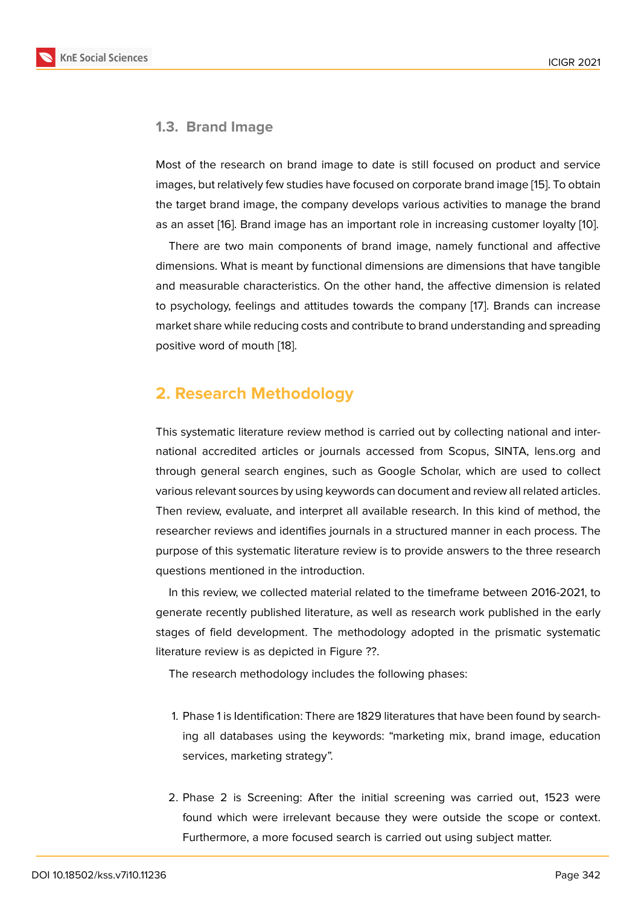### 1.3. Brand Image

Most of the research on brand image to date is still focused on product and service images, but relatively few studies have focused on corporate brand image [15]. To obtain the target brand image, the company develops various activities to manage the brand as an asset [16]. Brand image has an important role in increasing customer loyalty [10].

There are two main components of brand image, namely functional and affective dimensions. What is meant by functional dimensions are dimensions that have tangible and measurable characteristics. On the other hand, the affective dimension is related to psychology, feelings and attitudes towards the company [17]. Brands can increase market share while reducing costs and contribute to brand understanding and spreading positive word of mouth [18].

## 2. Research Methodology

This systematic literature review method is carried out by collecting national and international accredited articles or journals accessed from Scopus, SINTA, lens.org and through general search engines, such as Google Scholar, which are used to collect various relevant sources by using keywords can document and review all related articles. Then review, evaluate, and interpret all available research. In this kind of method, the researcher reviews and identifies journals in a structured manner in each process. The purpose of this systematic literature review is to provide answers to the three research questions mentioned in the introduction.

In this review, we collected material related to the timeframe between 2016-2021, to generate recently published literature, as well as research work published in the early stages of field development. The methodology adopted in the prismatic systematic literature review is as depicted in Figure ??.

The research methodology includes the following phases:

1. Phase 1 is Identification: There are 1829 literatures that have been found by searching all databases using the keywords: "marketing mix, brand image, education services, marketing strategy".

2. Phase 2 is Screening: After the initial screening was carried out, 1523 were found which were irrelevant because they were outside the scope or context. Furthermore, a more focused search is carried out using subject matter.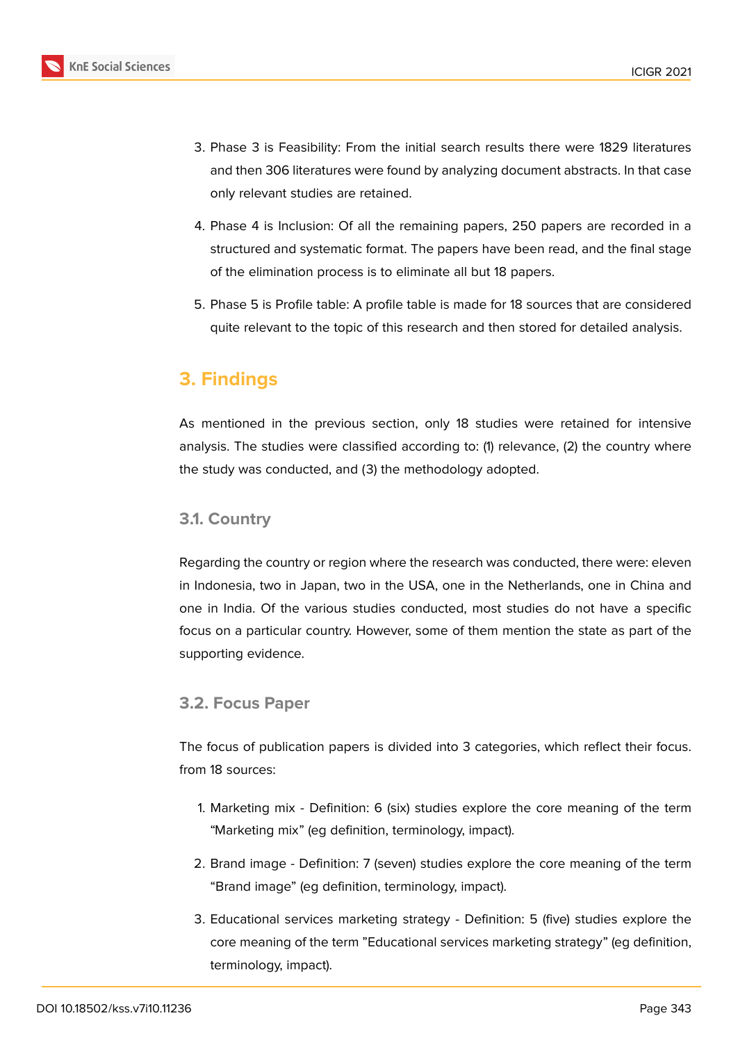3. Phase 3 is Feasibility: From the initial search results there were 1829 literatures and then 306 literatures were found by analyzing document abstracts. In that case only relevant studies are retained.
4. Phase 4 is Inclusion: Of all the remaining papers, 250 papers are recorded in a structured and systematic format. The papers have been read, and the final stage of the elimination process is to eliminate all but 18 papers.
5. Phase 5 is Profile table: A profile table is made for 18 sources that are considered quite relevant to the topic of this research and then stored for detailed analysis.

## 3. Findings

As mentioned in the previous section, only 18 studies were retained for intensive analysis. The studies were classified according to: (1) relevance, (2) the country where the study was conducted, and (3) the methodology adopted.

### 3.1. Country

Regarding the country or region where the research was conducted, there were: eleven in Indonesia, two in Japan, two in the USA, one in the Netherlands, one in China and one in India. Of the various studies conducted, most studies do not have a specific focus on a particular country. However, some of them mention the state as part of the supporting evidence.

### 3.2. Focus Paper

The focus of publication papers is divided into 3 categories, which reflect their focus. from 18 sources:

1. Marketing mix - Definition: 6 (six) studies explore the core meaning of the term "Marketing mix" (eg definition, terminology, impact).
2. Brand image - Definition: 7 (seven) studies explore the core meaning of the term "Brand image" (eg definition, terminology, impact).
3. Educational services marketing strategy - Definition: 5 (five) studies explore the core meaning of the term "Educational services marketing strategy" (eg definition, terminology, impact).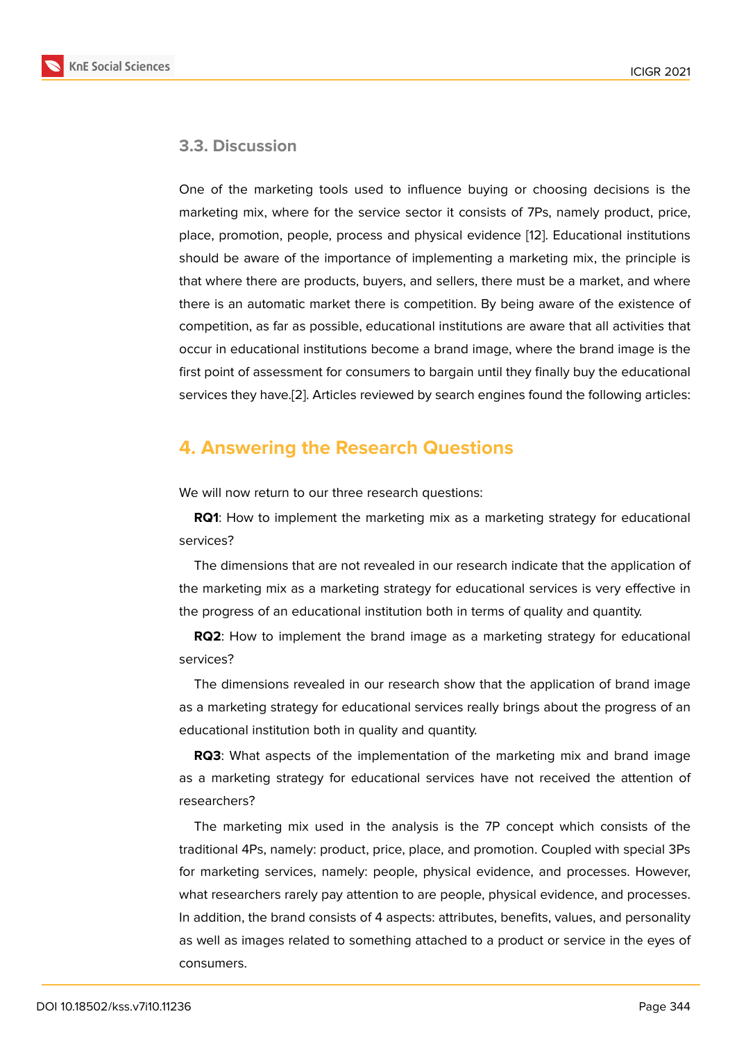### 3.3. Discussion

One of the marketing tools used to influence buying or choosing decisions is the marketing mix, where for the service sector it consists of 7Ps, namely product, price, place, promotion, people, process and physical evidence [12]. Educational institutions should be aware of the importance of implementing a marketing mix, the principle is that where there are products, buyers, and sellers, there must be a market, and where there is an automatic market there is competition. By being aware of the existence of competition, as far as possible, educational institutions are aware that all activities that occur in educational institutions become a brand image, where the brand image is the first point of assessment for consumers to bargain until they finally buy the educational services they have.[2]. Articles reviewed by search engines found the following articles:

## 4. Answering the Research Questions

We will now return to our three research questions:

**RQ1**: How to implement the marketing mix as a marketing strategy for educational services?

The dimensions that are not revealed in our research indicate that the application of the marketing mix as a marketing strategy for educational services is very effective in the progress of an educational institution both in terms of quality and quantity.

**RQ2**: How to implement the brand image as a marketing strategy for educational services?

The dimensions revealed in our research show that the application of brand image as a marketing strategy for educational services really brings about the progress of an educational institution both in quality and quantity.

**RQ3**: What aspects of the implementation of the marketing mix and brand image as a marketing strategy for educational services have not received the attention of researchers?

The marketing mix used in the analysis is the 7P concept which consists of the traditional 4Ps, namely: product, price, place, and promotion. Coupled with special 3Ps for marketing services, namely: people, physical evidence, and processes. However, what researchers rarely pay attention to are people, physical evidence, and processes. In addition, the brand consists of 4 aspects: attributes, benefits, values, and personality as well as images related to something attached to a product or service in the eyes of consumers.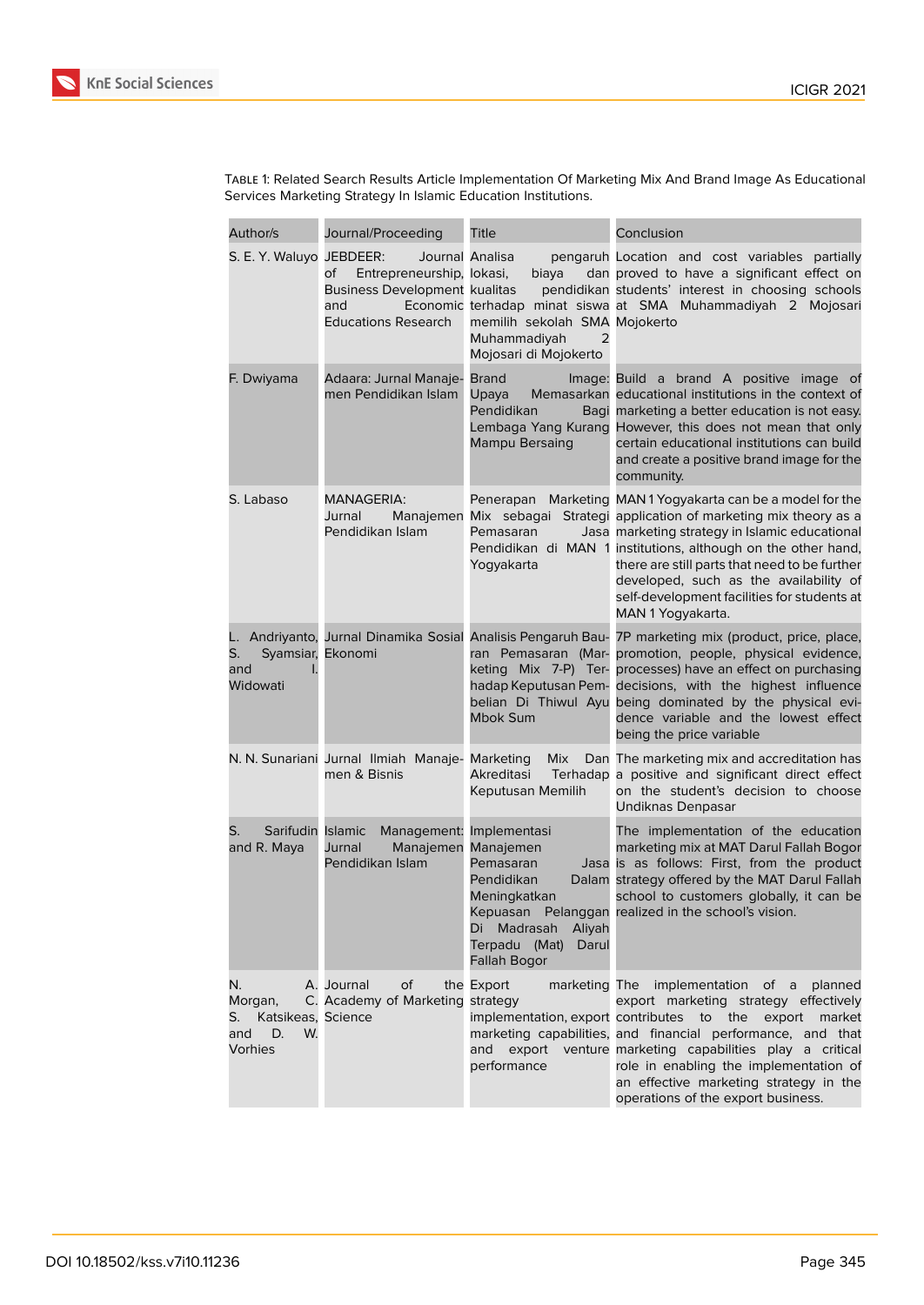Table 1: Related Search Results Article Implementation Of Marketing Mix And Brand Image As Educational Services Marketing Strategy In Islamic Education Institutions.

| Author/s | Journal/Proceeding | Title | Conclusion |
|---|---|---|---|
| S. E. Y. Waluyo | JEBDEER: Journal of Entrepreneurship, Business Development and Economic Educations Research | Analisa pengaruh lokasi, biaya dan kualitas pendidikan terhadap minat siswa memilih sekolah SMA Muhammadiyah 2 Mojosari di Mojokerto | Location and cost variables partially proved to have a significant effect on students' interest in choosing schools at SMA Muhammadiyah 2 Mojosari Mojokerto |
| F. Dwiyama | Adaara: Jurnal Manajemen Pendidikan Islam | Brand Image: Upaya Memasarkan Pendidikan Bagi Lembaga Yang Kurang Mampu Bersaing | Build a brand A positive image of educational institutions in the context of marketing a better education is not easy. However, this does not mean that only certain educational institutions can build and create a positive brand image for the community. |
| S. Labaso | MANAGERIA: Jurnal Manajemen Pendidikan Islam | Penerapan Marketing Mix sebagai Strategi Pemasaran Jasa Pendidikan di MAN 1 Yogyakarta | MAN 1 Yogyakarta can be a model for the application of marketing mix theory as a marketing strategy in Islamic educational institutions, although on the other hand, there are still parts that need to be further developed, such as the availability of self-development facilities for students at MAN 1 Yogyakarta. |
| L. Andriyanto, S. Syamsiar, and I. Widowati | Jurnal Dinamika Sosial Ekonomi | Analisis Pengaruh Bauran Pemasaran (Marketing Mix 7-P) Terhadap Keputusan Pembelian Di Thiwul Ayu Mbok Sum | 7P marketing mix (product, price, place, promotion, people, physical evidence, processes) have an effect on purchasing decisions, with the highest influence being dominated by the physical evidence variable and the lowest effect being the price variable |
| N. N. Sunariani | Jurnal Ilmiah Manajemen & Bisnis | Marketing Mix Dan Akreditasi Terhadap Keputusan Memilih | The marketing mix and accreditation has a positive and significant direct effect on the student's decision to choose Undiknas Denpasar |
| S. Sarifudin and R. Maya | Islamic Management: Jurnal Manajemen Pendidikan Islam | Implementasi Manajemen Pemasaran Jasa Pendidikan Dalam Meningkatkan Kepuasan Pelanggan Di Madrasah Aliyah Terpadu (Mat) Darul Fallah Bogor | The implementation of the education marketing mix at MAT Darul Fallah Bogor is as follows: First, from the product strategy offered by the MAT Darul Fallah school to customers globally, it can be realized in the school's vision. |
| N. A. Morgan, C. S. Katsikeas, and D. W. Vorhies | Journal of the Academy of Marketing Science | Export marketing strategy implementation, export marketing capabilities, and export venture performance | The implementation of a planned export marketing strategy effectively contributes to the export market and financial performance, and that marketing capabilities play a critical role in enabling the implementation of an effective marketing strategy in the operations of the export business. |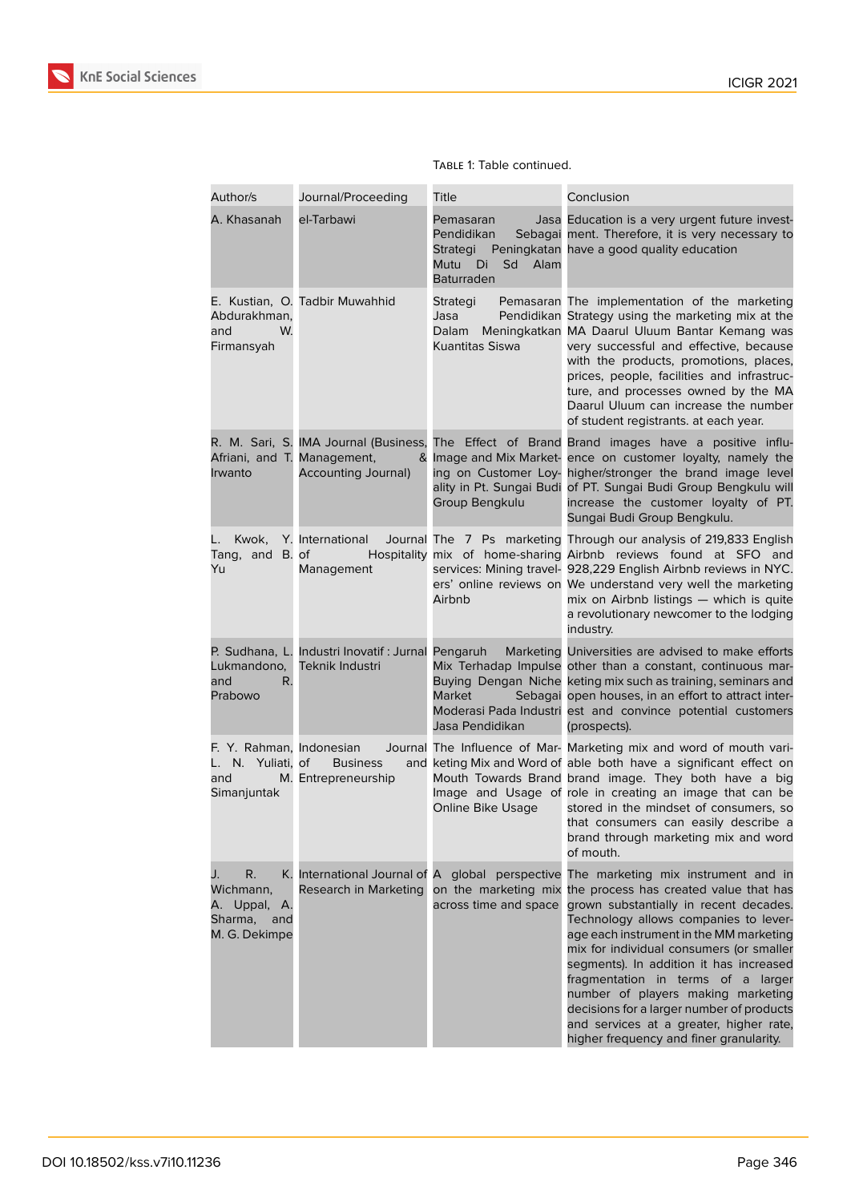Table 1: Table continued.

| Author/s | Journal/Proceeding | Title | Conclusion |
|---|---|---|---|
| A. Khasanah | el-Tarbawi | Pemasaran Jasa Pendidikan Sebagai Strategi Peningkatan Mutu Di Sd Alam Baturraden | Education is a very urgent future investment. Therefore, it is very necessary to have a good quality education |
| E. Kustian, O. Abdurakhman, and W. Firmansyah | Tadbir Muwahhid | Strategi Pemasaran Jasa Pendidikan Dalam Meningkatkan Kuantitas Siswa | The implementation of the marketing Strategy using the marketing mix at the MA Daarul Uluum Bantar Kemang was very successful and effective, because with the products, promotions, places, prices, people, facilities and infrastructure, and processes owned by the MA Daarul Uluum can increase the number of student registrants. at each year. |
| R. M. Sari, S. Afriani, and T. Irwanto | IMA Journal (Business, Management, & Accounting Journal) | The Effect of Brand Image and Mix Marketing on Customer Loyality in Pt. Sungai Budi Group Bengkulu | Brand images have a positive influence on customer loyalty, namely the higher/stronger the brand image level of PT. Sungai Budi Group Bengkulu will increase the customer loyalty of PT. Sungai Budi Group Bengkulu. |
| L. Kwok, Y. Tang, and B. Yu | International Journal of Hospitality Management | The 7 Ps marketing mix of home-sharing services: Mining travelers' online reviews on Airbnb | Through our analysis of 219,833 English Airbnb reviews found at SFO and 928,229 English Airbnb reviews in NYC. We understand very well the marketing mix on Airbnb listings — which is quite a revolutionary newcomer to the lodging industry. |
| P. Sudhana, L. Lukmandono, and R. Prabowo | Industri Inovatif : Jurnal Teknik Industri | Pengaruh Marketing Mix Terhadap Impulse Buying Dengan Niche Market Sebagai Moderasi Pada Industri Jasa Pendidikan | Universities are advised to make efforts other than a constant, continuous marketing mix such as training, seminars and open houses, in an effort to attract interest and convince potential customers (prospects). |
| F. Y. Rahman, L. N. Yuliati, and M. Simanjuntak | Indonesian Journal of Business and Entrepreneurship | The Influence of Marketing Mix and Word of Mouth Towards Brand Image and Usage of Online Bike Usage | Marketing mix and word of mouth variable both have a significant effect on brand image. They both have a big role in creating an image that can be stored in the mindset of consumers, so that consumers can easily describe a brand through marketing mix and word of mouth. |
| J. R. K. Wichmann, A. Uppal, A. Sharma, and M. G. Dekimpe | International Journal of Research in Marketing | A global perspective on the marketing mix across time and space | The marketing mix instrument and in the process has created value that has grown substantially in recent decades. Technology allows companies to leverage each instrument in the MM marketing mix for individual consumers (or smaller segments). In addition it has increased fragmentation in terms of a larger number of players making marketing decisions for a larger number of products and services at a greater, higher rate, higher frequency and finer granularity. |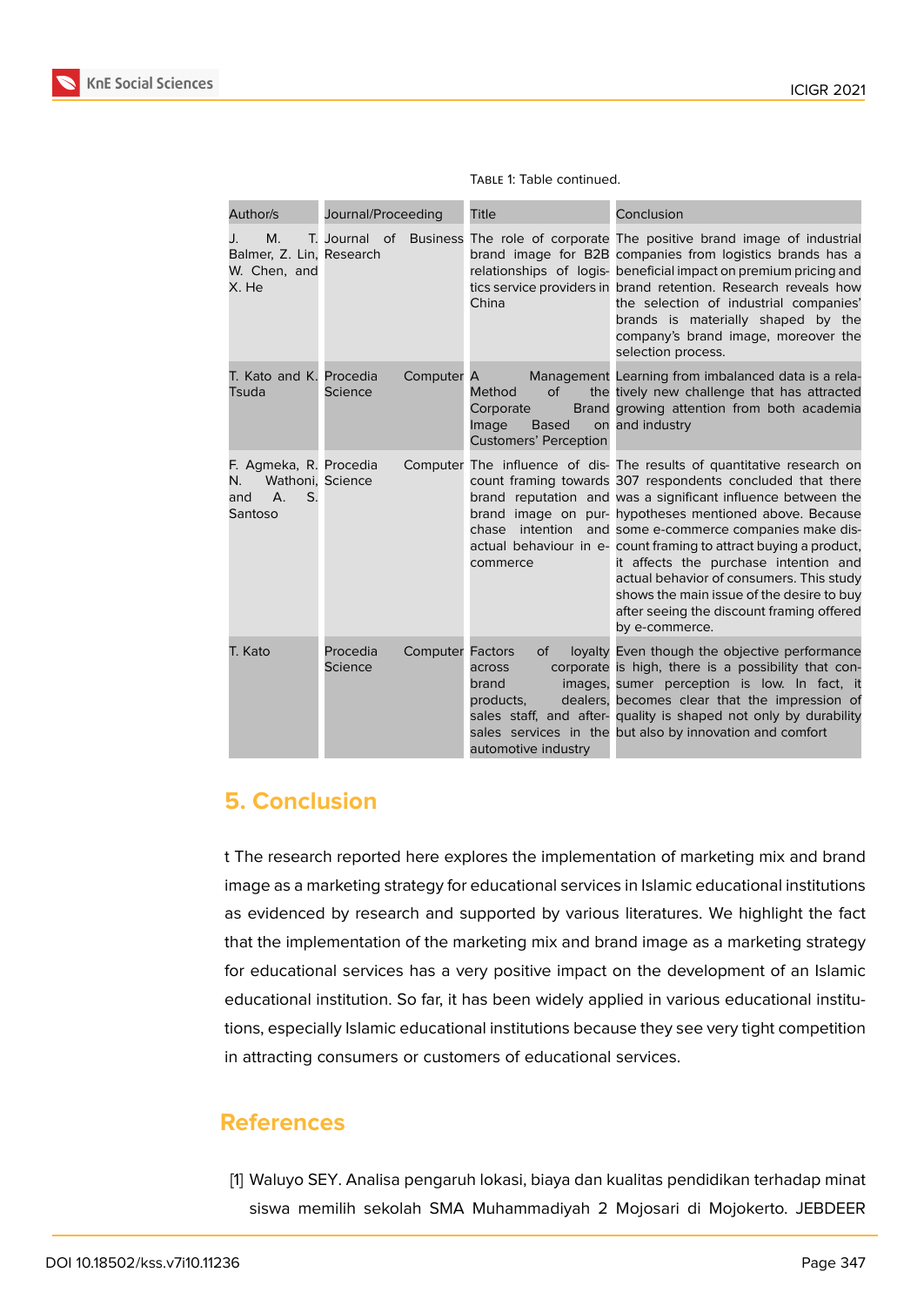Table 1: Table continued.

| Author/s | Journal/Proceeding | Title | Conclusion |
|---|---|---|---|
| J. M. T. Balmer, Z. Lin, W. Chen, and X. He | Journal of Business Research | The role of corporate brand image for B2B relationships of logistics service providers in China | The positive brand image of industrial companies from logistics brands has a beneficial impact on premium pricing and brand retention. Research reveals how the selection of industrial companies' brands is materially shaped by the company's brand image, moreover the selection process. |
| T. Kato and K. Tsuda | Procedia Computer Science | A Management Method of the Corporate Brand Image Based on Customers' Perception | Learning from imbalanced data is a relatively new challenge that has attracted growing attention from both academia and industry |
| F. Agmeka, R. N. Wathoni, and A. S. Santoso | Procedia Computer Science | The influence of discount framing towards brand reputation and brand image on purchase intention and actual behaviour in e-commerce | The results of quantitative research on 307 respondents concluded that there was a significant influence between the hypotheses mentioned above. Because some e-commerce companies make discount framing to attract buying a product, it affects the purchase intention and actual behavior of consumers. This study shows the main issue of the desire to buy after seeing the discount framing offered by e-commerce. |
| T. Kato | Procedia Computer Science | Factors of loyalty across corporate brand images, products, dealers, sales staff, and after-sales services in the automotive industry | Even though the objective performance is high, there is a possibility that consumer perception is low. In fact, it becomes clear that the impression of quality is shaped not only by durability but also by innovation and comfort |

## 5. Conclusion

t The research reported here explores the implementation of marketing mix and brand image as a marketing strategy for educational services in Islamic educational institutions as evidenced by research and supported by various literatures. We highlight the fact that the implementation of the marketing mix and brand image as a marketing strategy for educational services has a very positive impact on the development of an Islamic educational institution. So far, it has been widely applied in various educational institutions, especially Islamic educational institutions because they see very tight competition in attracting consumers or customers of educational services.

## References

[1] Waluyo SEY. Analisa pengaruh lokasi, biaya dan kualitas pendidikan terhadap minat siswa memilih sekolah SMA Muhammadiyah 2 Mojosari di Mojokerto. JEBDEER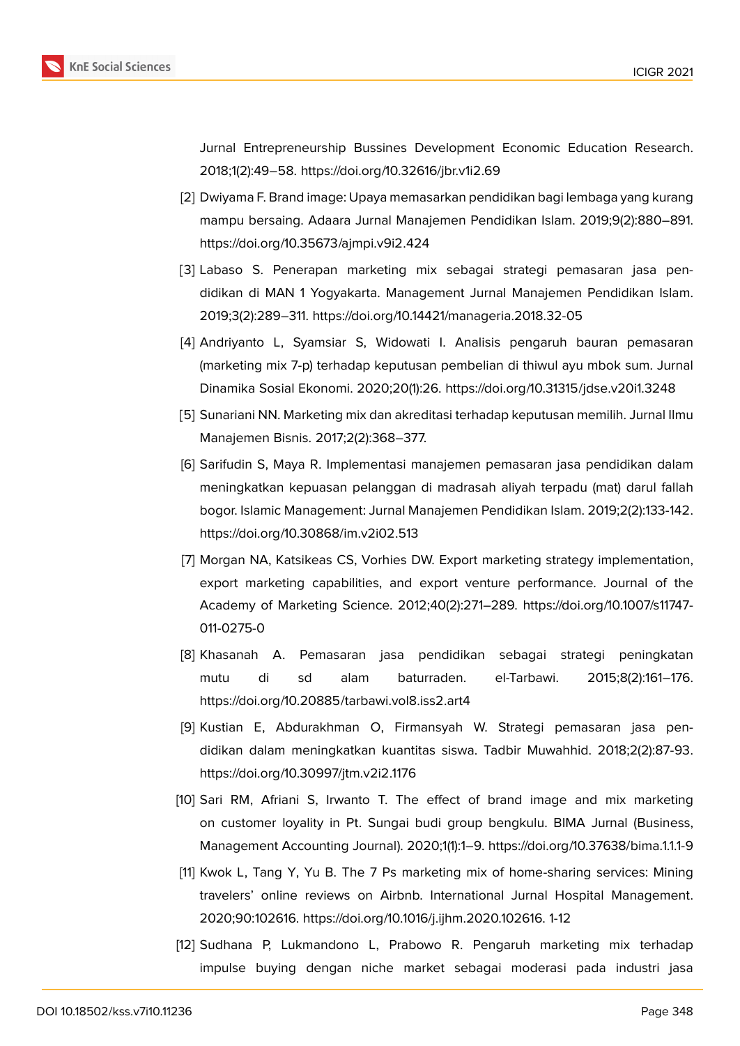Jurnal Entrepreneurship Bussines Development Economic Education Research. 2018;1(2):49–58. https://doi.org/10.32616/jbr.v1i2.69

[2] Dwiyama F. Brand image: Upaya memasarkan pendidikan bagi lembaga yang kurang mampu bersaing. Adaara Jurnal Manajemen Pendidikan Islam. 2019;9(2):880–891. https://doi.org/10.35673/ajmpi.v9i2.424

[3] Labaso S. Penerapan marketing mix sebagai strategi pemasaran jasa pendidikan di MAN 1 Yogyakarta. Management Jurnal Manajemen Pendidikan Islam. 2019;3(2):289–311. https://doi.org/10.14421/manageria.2018.32-05

[4] Andriyanto L, Syamsiar S, Widowati I. Analisis pengaruh bauran pemasaran (marketing mix 7-p) terhadap keputusan pembelian di thiwul ayu mbok sum. Jurnal Dinamika Sosial Ekonomi. 2020;20(1):26. https://doi.org/10.31315/jdse.v20i1.3248

[5] Sunariani NN. Marketing mix dan akreditasi terhadap keputusan memilih. Jurnal Ilmu Manajemen Bisnis. 2017;2(2):368–377.

[6] Sarifudin S, Maya R. Implementasi manajemen pemasaran jasa pendidikan dalam meningkatkan kepuasan pelanggan di madrasah aliyah terpadu (mat) darul fallah bogor. Islamic Management: Jurnal Manajemen Pendidikan Islam. 2019;2(2):133-142. https://doi.org/10.30868/im.v2i02.513

[7] Morgan NA, Katsikeas CS, Vorhies DW. Export marketing strategy implementation, export marketing capabilities, and export venture performance. Journal of the Academy of Marketing Science. 2012;40(2):271–289. https://doi.org/10.1007/s11747-011-0275-0

[8] Khasanah A. Pemasaran jasa pendidikan sebagai strategi peningkatan mutu di sd alam baturraden. el-Tarbawi. 2015;8(2):161–176. https://doi.org/10.20885/tarbawi.vol8.iss2.art4

[9] Kustian E, Abdurakhman O, Firmansyah W. Strategi pemasaran jasa pendidikan dalam meningkatkan kuantitas siswa. Tadbir Muwahhid. 2018;2(2):87-93. https://doi.org/10.30997/jtm.v2i2.1176

[10] Sari RM, Afriani S, Irwanto T. The effect of brand image and mix marketing on customer loyality in Pt. Sungai budi group bengkulu. BIMA Jurnal (Business, Management Accounting Journal). 2020;1(1):1–9. https://doi.org/10.37638/bima.1.1.1-9

[11] Kwok L, Tang Y, Yu B. The 7 Ps marketing mix of home-sharing services: Mining travelers' online reviews on Airbnb. International Jurnal Hospital Management. 2020;90:102616. https://doi.org/10.1016/j.ijhm.2020.102616. 1-12

[12] Sudhana P, Lukmandono L, Prabowo R. Pengaruh marketing mix terhadap impulse buying dengan niche market sebagai moderasi pada industri jasa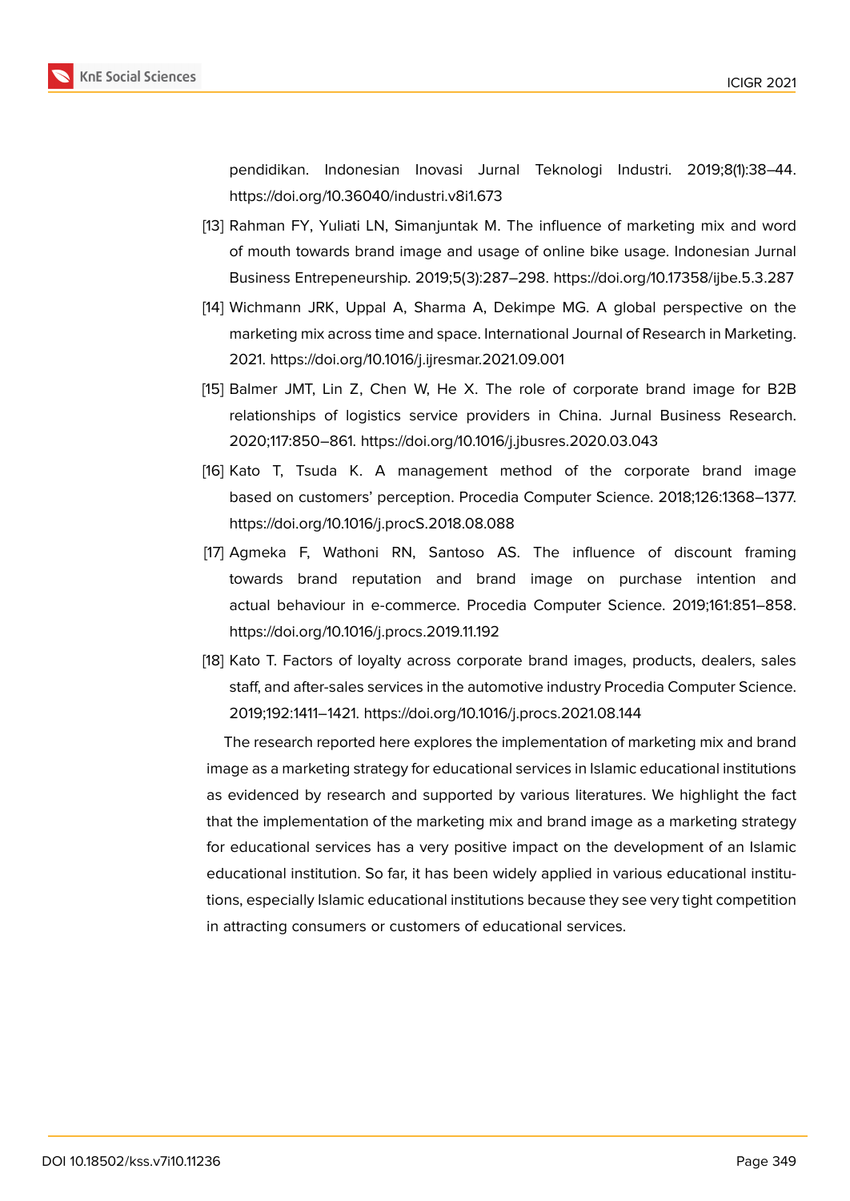pendidikan. Indonesian Inovasi Jurnal Teknologi Industri. 2019;8(1):38–44. https://doi.org/10.36040/industri.v8i1.673

[13] Rahman FY, Yuliati LN, Simanjuntak M. The influence of marketing mix and word of mouth towards brand image and usage of online bike usage. Indonesian Jurnal Business Entrepeneurship. 2019;5(3):287–298. https://doi.org/10.17358/ijbe.5.3.287

[14] Wichmann JRK, Uppal A, Sharma A, Dekimpe MG. A global perspective on the marketing mix across time and space. International Journal of Research in Marketing. 2021. https://doi.org/10.1016/j.ijresmar.2021.09.001

[15] Balmer JMT, Lin Z, Chen W, He X. The role of corporate brand image for B2B relationships of logistics service providers in China. Jurnal Business Research. 2020;117:850–861. https://doi.org/10.1016/j.jbusres.2020.03.043

[16] Kato T, Tsuda K. A management method of the corporate brand image based on customers' perception. Procedia Computer Science. 2018;126:1368–1377. https://doi.org/10.1016/j.procS.2018.08.088

[17] Agmeka F, Wathoni RN, Santoso AS. The influence of discount framing towards brand reputation and brand image on purchase intention and actual behaviour in e-commerce. Procedia Computer Science. 2019;161:851–858. https://doi.org/10.1016/j.procs.2019.11.192

[18] Kato T. Factors of loyalty across corporate brand images, products, dealers, sales staff, and after-sales services in the automotive industry Procedia Computer Science. 2019;192:1411–1421. https://doi.org/10.1016/j.procs.2021.08.144

The research reported here explores the implementation of marketing mix and brand image as a marketing strategy for educational services in Islamic educational institutions as evidenced by research and supported by various literatures. We highlight the fact that the implementation of the marketing mix and brand image as a marketing strategy for educational services has a very positive impact on the development of an Islamic educational institution. So far, it has been widely applied in various educational institutions, especially Islamic educational institutions because they see very tight competition in attracting consumers or customers of educational services.